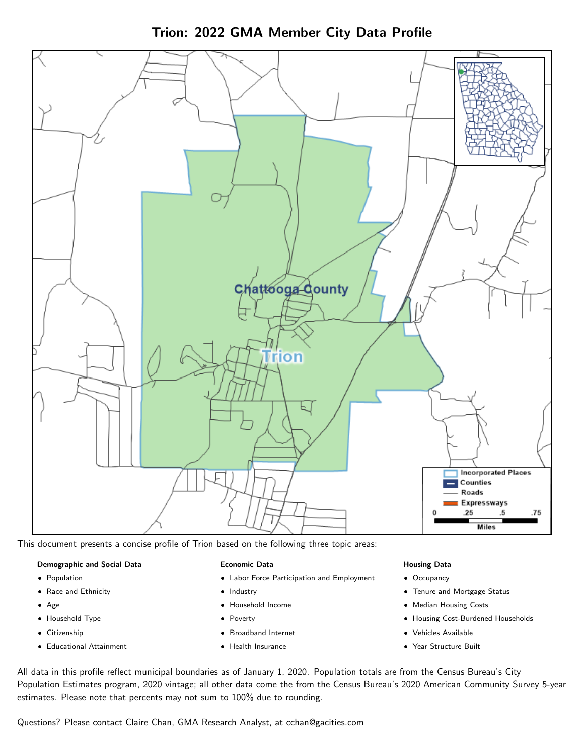# Trion: 2022 GMA Member City Data Profile

This document presents a concise profile of Trion based on the following three topic areas:

**Demographic and Social Data**

- Population
- Race and Ethnicity
- Age
- Household Type
- Citizenship
- Educational Attainment

**Economic Data**

- Labor Force Participation and Employment
- Industry
- Household Income
- Poverty
- Broadband Internet
- Health Insurance

**Housing Data**

- Occupancy
- Tenure and Mortgage Status
- Median Housing Costs
- Housing Cost-Burdened Households
- Vehicles Available
- Year Structure Built

All data in this profile reflect municipal boundaries as of January 1, 2020. Population totals are from the Census Bureau's City Population Estimates program, 2020 vintage; all other data come the from the Census Bureau's 2020 American Community Survey 5-year estimates. Please note that percents may not sum to 100% due to rounding.

Questions? Please contact Claire Chan, GMA Research Analyst, at cchan@gacities.com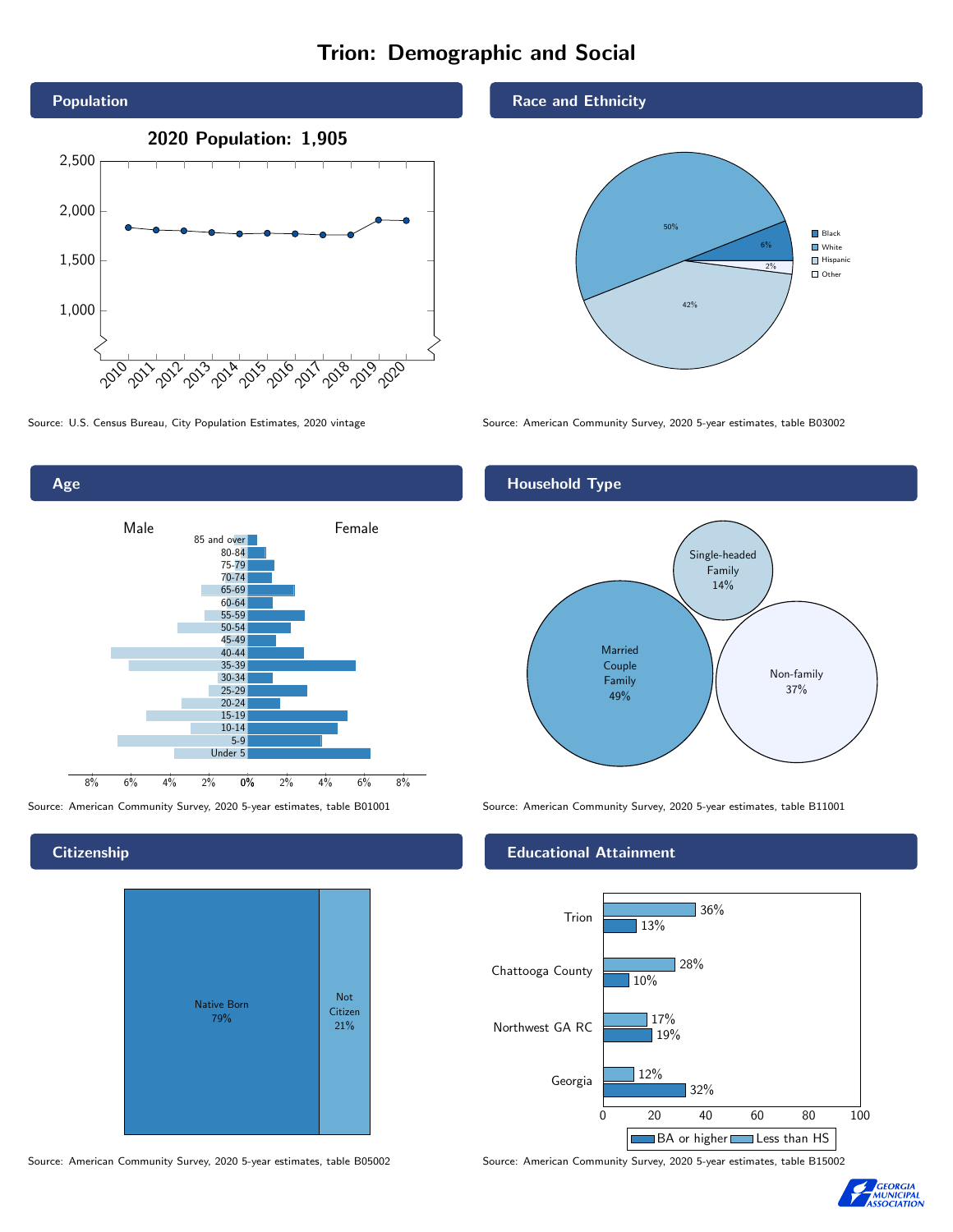# Trion: Demographic and Social

## Population

**2020 Population: 1,905**

Source: U.S. Census Bureau, City Population Estimates, 2020 vintage

## Race and Ethnicity

| Group | Percent |
|---|---|
| Black | 6% |
| White | 50% |
| Hispanic | 42% |
| Other | 2% |

Source: American Community Survey, 2020 5-year estimates, table B03002

## Age

Source: American Community Survey, 2020 5-year estimates, table B01001

## Household Type

| Household Type | Percent |
|---|---|
| Married Couple Family | 49% |
| Single-headed Family | 14% |
| Non-family | 37% |

Source: American Community Survey, 2020 5-year estimates, table B11001

## Citizenship

| Status | Percent |
|---|---|
| Native Born | 79% |
| Not Citizen | 21% |

Source: American Community Survey, 2020 5-year estimates, table B05002

## Educational Attainment

| Area | Less than HS | BA or higher |
|---|---|---|
| Trion | 36% | 13% |
| Chattooga County | 28% | 10% |
| Northwest GA RC | 17% | 19% |
| Georgia | 12% | 32% |

Source: American Community Survey, 2020 5-year estimates, table B15002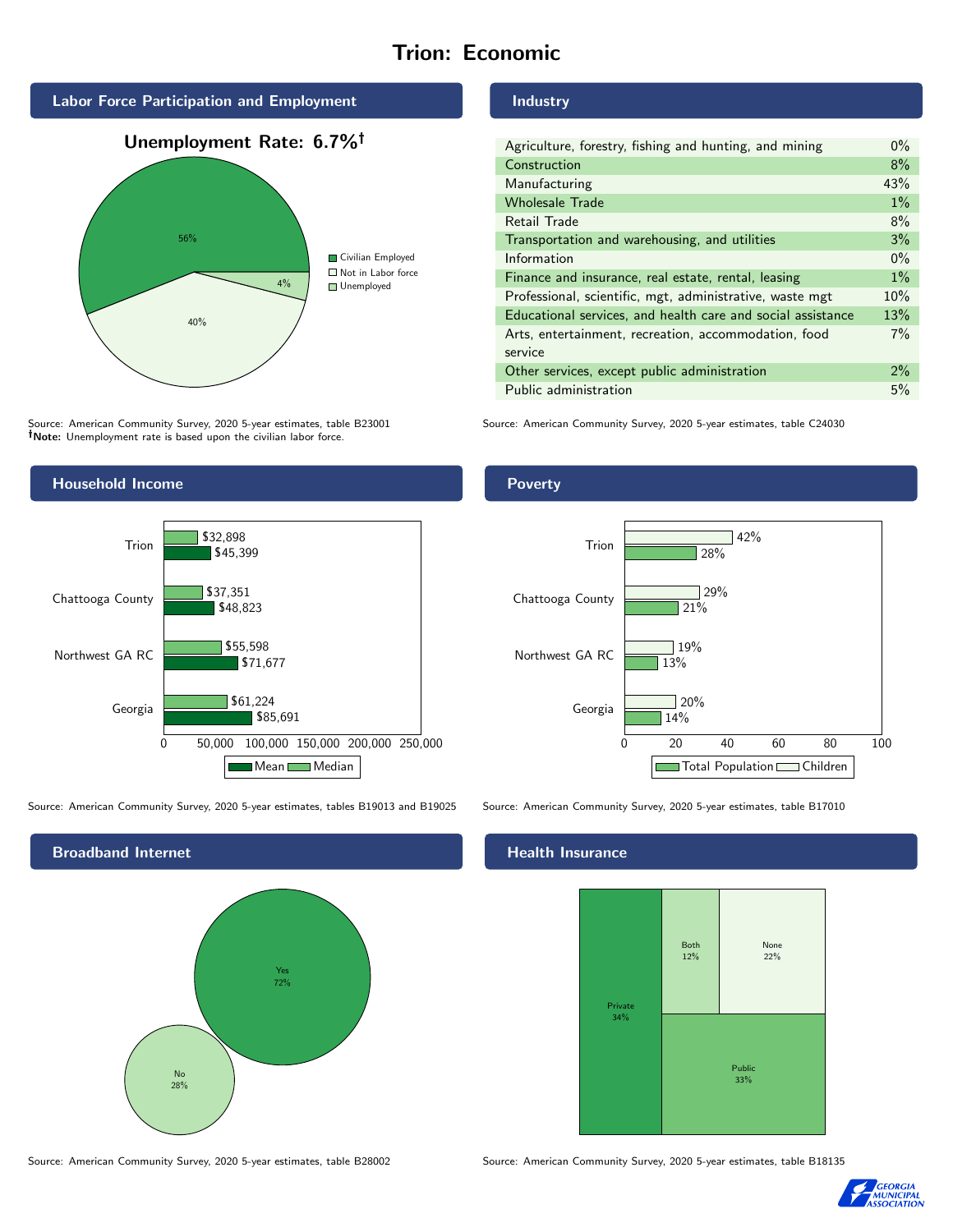# Trion: Economic

## Labor Force Participation and Employment

**Unemployment Rate: 6.7%†**

| Category | Percent |
|---|---|
| Civilian Employed | 56% |
| Not in Labor force | 40% |
| Unemployed | 4% |

Source: American Community Survey, 2020 5-year estimates, table B23001
**†Note:** Unemployment rate is based upon the civilian labor force.

## Industry

| Industry | Percent |
|---|---|
| Agriculture, forestry, fishing and hunting, and mining | 0% |
| Construction | 8% |
| Manufacturing | 43% |
| Wholesale Trade | 1% |
| Retail Trade | 8% |
| Transportation and warehousing, and utilities | 3% |
| Information | 0% |
| Finance and insurance, real estate, rental, leasing | 1% |
| Professional, scientific, mgt, administrative, waste mgt | 10% |
| Educational services, and health care and social assistance | 13% |
| Arts, entertainment, recreation, accommodation, food service | 7% |
| Other services, except public administration | 2% |
| Public administration | 5% |

Source: American Community Survey, 2020 5-year estimates, table C24030

## Household Income

| Area | Median | Mean |
|---|---|---|
| Trion | $32,898 | $45,399 |
| Chattooga County | $37,351 | $48,823 |
| Northwest GA RC | $55,598 | $71,677 |
| Georgia | $61,224 | $85,691 |

Source: American Community Survey, 2020 5-year estimates, tables B19013 and B19025

## Poverty

| Area | Children | Total Population |
|---|---|---|
| Trion | 42% | 28% |
| Chattooga County | 29% | 21% |
| Northwest GA RC | 19% | 13% |
| Georgia | 20% | 14% |

Source: American Community Survey, 2020 5-year estimates, table B17010

## Broadband Internet

| Response | Percent |
|---|---|
| Yes | 72% |
| No | 28% |

Source: American Community Survey, 2020 5-year estimates, table B28002

## Health Insurance

| Type | Percent |
|---|---|
| Private | 34% |
| Both | 12% |
| None | 22% |
| Public | 33% |

Source: American Community Survey, 2020 5-year estimates, table B18135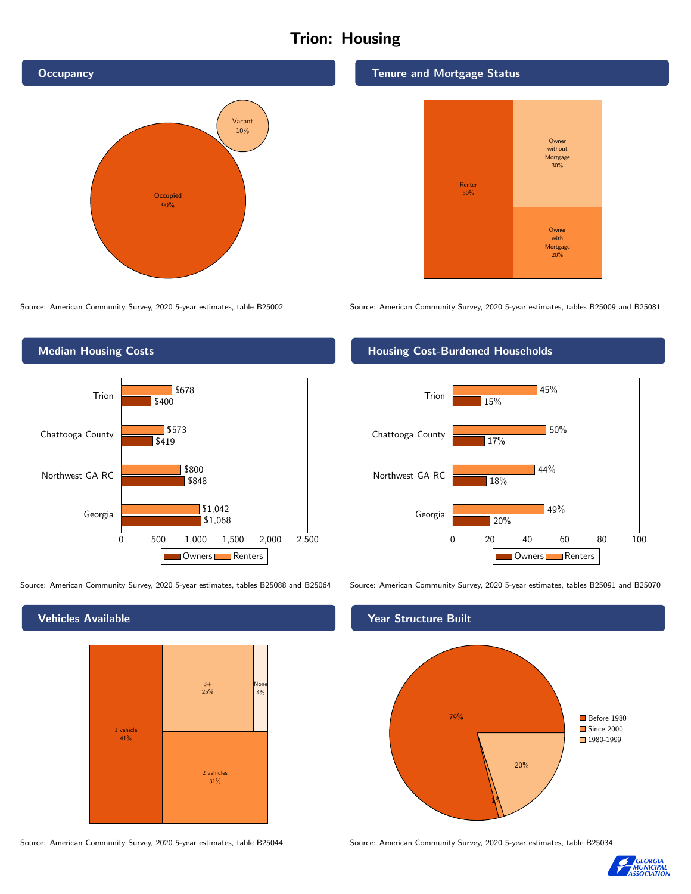# Trion: Housing

## Occupancy

Vacant
10%

Occupied
90%

Source: American Community Survey, 2020 5-year estimates, table B25002

## Tenure and Mortgage Status

Renter
50%

Owner without Mortgage
30%

Owner with Mortgage
20%

Source: American Community Survey, 2020 5-year estimates, tables B25009 and B25081

## Median Housing Costs

Trion
$678
$400

Chattooga County
$573
$419

Northwest GA RC
$800
$848

Georgia
$1,042
$1,068

0 500 1,000 1,500 2,000 2,500

Owners Renters

Source: American Community Survey, 2020 5-year estimates, tables B25088 and B25064

## Housing Cost-Burdened Households

Trion
45%
15%

Chattooga County
50%
17%

Northwest GA RC
44%
18%

Georgia
49%
20%

0 20 40 60 80 100

Owners Renters

Source: American Community Survey, 2020 5-year estimates, tables B25091 and B25070

## Vehicles Available

1 vehicle
41%

3+
25%

None
4%

2 vehicles
31%

Source: American Community Survey, 2020 5-year estimates, table B25044

## Year Structure Built

79%

20%

1%

Before 1980
Since 2000
1980-1999

Source: American Community Survey, 2020 5-year estimates, table B25034